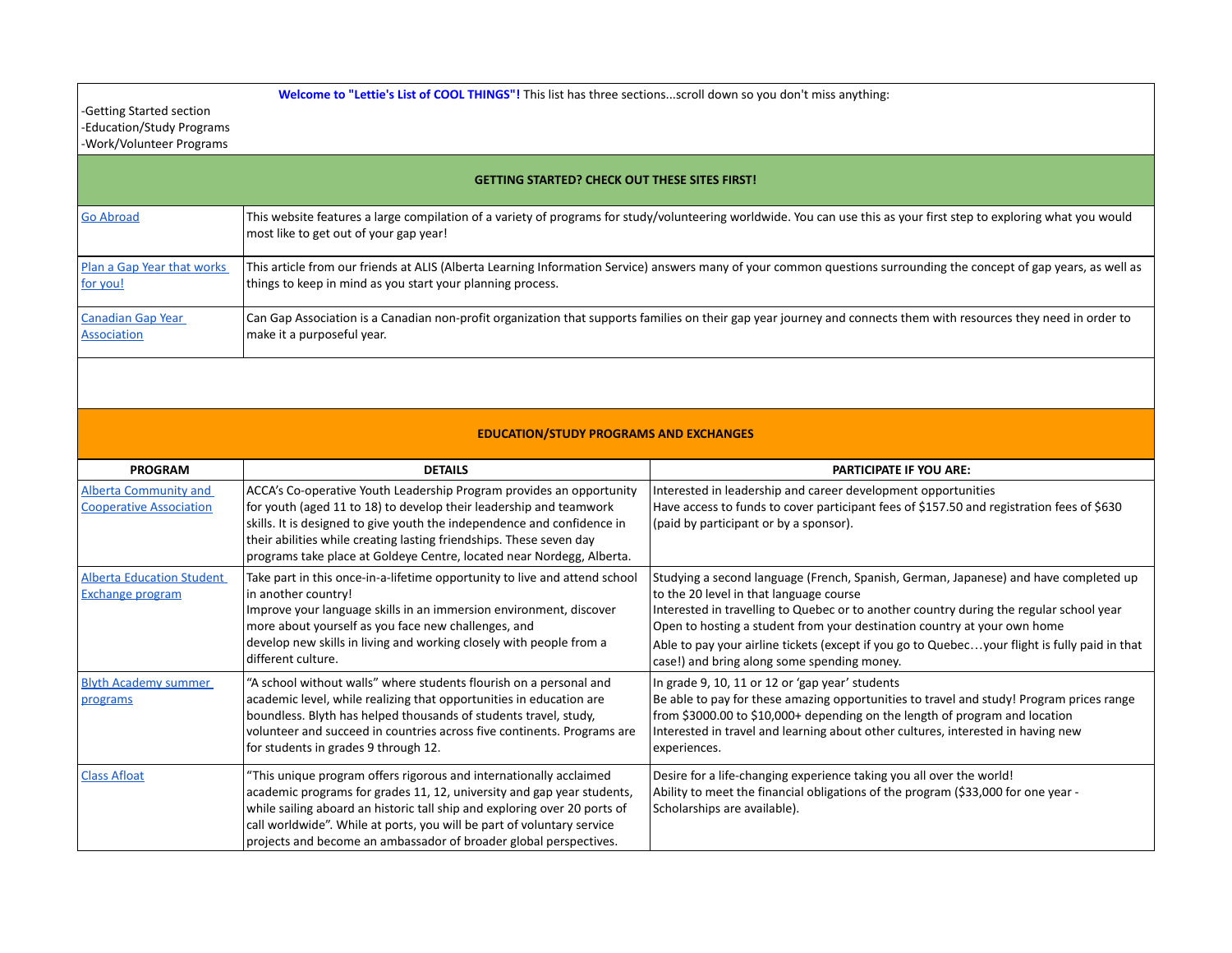**Welcome to "Lettie's List of COOL THINGS"!** This list has three sections...scroll down so you don't miss anything:

- Getting Started section
- Education/Study Programs
- Work/Volunteer Programs

## GETTING STARTED? CHECK OUT THESE SITES FIRST!

| | |
|---|---|
| Go Abroad | This website features a large compilation of a variety of programs for study/volunteering worldwide. You can use this as your first step to exploring what you would most like to get out of your gap year! |
| Plan a Gap Year that works for you! | This article from our friends at ALIS (Alberta Learning Information Service) answers many of your common questions surrounding the concept of gap years, as well as things to keep in mind as you start your planning process. |
| Canadian Gap Year Association | Can Gap Association is a Canadian non-profit organization that supports families on their gap year journey and connects them with resources they need in order to make it a purposeful year. |

## EDUCATION/STUDY PROGRAMS AND EXCHANGES

| PROGRAM | DETAILS | PARTICIPATE IF YOU ARE: |
|---|---|---|
| Alberta Community and Cooperative Association | ACCA's Co-operative Youth Leadership Program provides an opportunity for youth (aged 11 to 18) to develop their leadership and teamwork skills. It is designed to give youth the independence and confidence in their abilities while creating lasting friendships. These seven day programs take place at Goldeye Centre, located near Nordegg, Alberta. | Interested in leadership and career development opportunities<br>Have access to funds to cover participant fees of $157.50 and registration fees of $630 (paid by participant or by a sponsor). |
| Alberta Education Student Exchange program | Take part in this once-in-a-lifetime opportunity to live and attend school in another country!<br>Improve your language skills in an immersion environment, discover more about yourself as you face new challenges, and develop new skills in living and working closely with people from a different culture. | Studying a second language (French, Spanish, German, Japanese) and have completed up to the 20 level in that language course<br>Interested in travelling to Quebec or to another country during the regular school year<br>Open to hosting a student from your destination country at your own home<br>Able to pay your airline tickets (except if you go to Quebec…your flight is fully paid in that case!) and bring along some spending money. |
| Blyth Academy summer programs | "A school without walls" where students flourish on a personal and academic level, while realizing that opportunities in education are boundless. Blyth has helped thousands of students travel, study, volunteer and succeed in countries across five continents. Programs are for students in grades 9 through 12. | In grade 9, 10, 11 or 12 or 'gap year' students<br>Be able to pay for these amazing opportunities to travel and study! Program prices range from $3000.00 to $10,000+ depending on the length of program and location<br>Interested in travel and learning about other cultures, interested in having new experiences. |
| Class Afloat | "This unique program offers rigorous and internationally acclaimed academic programs for grades 11, 12, university and gap year students, while sailing aboard an historic tall ship and exploring over 20 ports of call worldwide". While at ports, you will be part of voluntary service projects and become an ambassador of broader global perspectives. | Desire for a life-changing experience taking you all over the world!<br>Ability to meet the financial obligations of the program ($33,000 for one year - Scholarships are available). |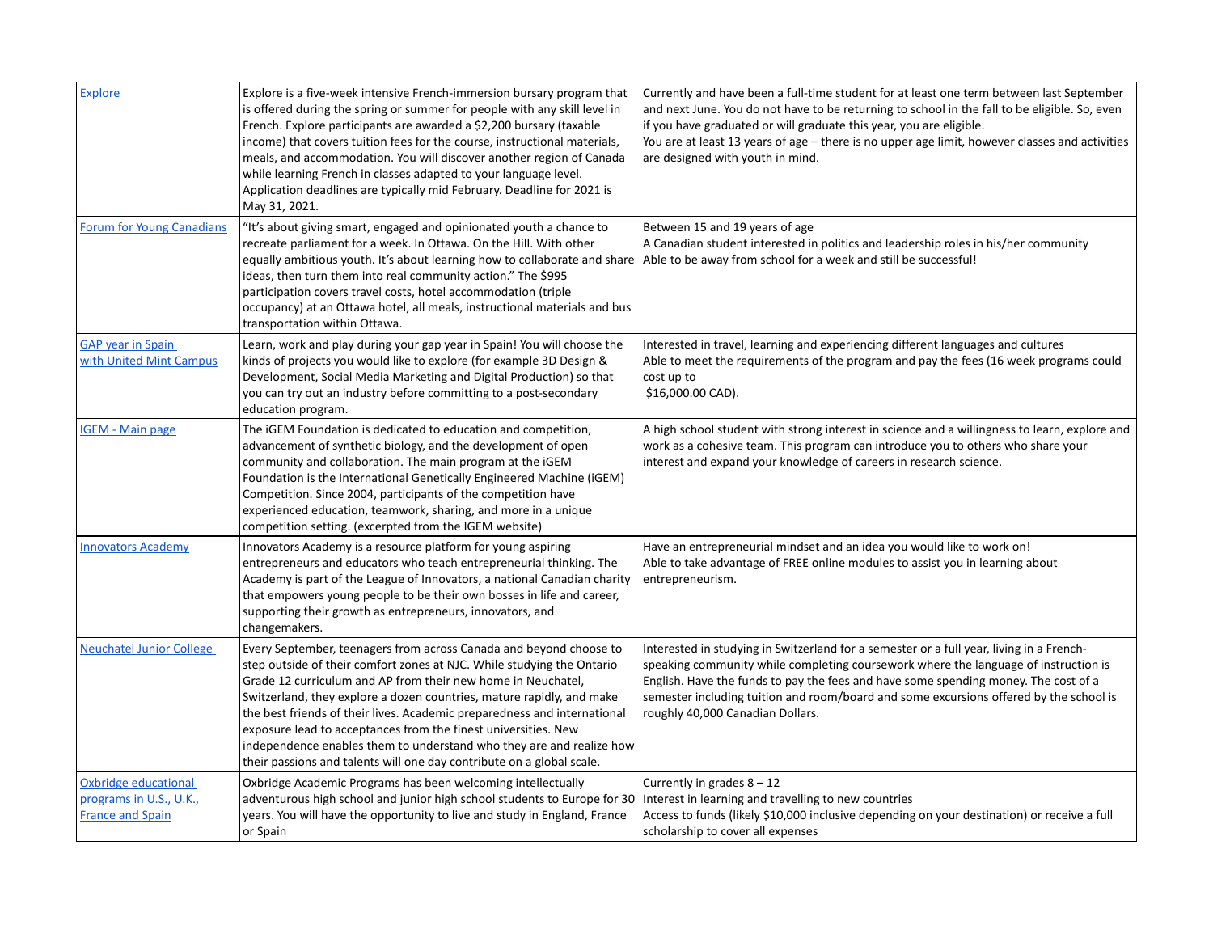| | | |
|---|---|---|
| Explore | Explore is a five-week intensive French-immersion bursary program that is offered during the spring or summer for people with any skill level in French. Explore participants are awarded a $2,200 bursary (taxable income) that covers tuition fees for the course, instructional materials, meals, and accommodation. You will discover another region of Canada while learning French in classes adapted to your language level. Application deadlines are typically mid February. Deadline for 2021 is May 31, 2021. | Currently and have been a full-time student for at least one term between last September and next June. You do not have to be returning to school in the fall to be eligible. So, even if you have graduated or will graduate this year, you are eligible.<br>You are at least 13 years of age – there is no upper age limit, however classes and activities are designed with youth in mind. |
| Forum for Young Canadians | "It's about giving smart, engaged and opinionated youth a chance to recreate parliament for a week. In Ottawa. On the Hill. With other equally ambitious youth. It's about learning how to collaborate and share ideas, then turn them into real community action." The $995 participation covers travel costs, hotel accommodation (triple occupancy) at an Ottawa hotel, all meals, instructional materials and bus transportation within Ottawa. | Between 15 and 19 years of age<br>A Canadian student interested in politics and leadership roles in his/her community<br>Able to be away from school for a week and still be successful! |
| GAP year in Spain with United Mint Campus | Learn, work and play during your gap year in Spain! You will choose the kinds of projects you would like to explore (for example 3D Design & Development, Social Media Marketing and Digital Production) so that you can try out an industry before committing to a post-secondary education program. | Interested in travel, learning and experiencing different languages and cultures<br>Able to meet the requirements of the program and pay the fees (16 week programs could cost up to $16,000.00 CAD). |
| IGEM - Main page | The iGEM Foundation is dedicated to education and competition, advancement of synthetic biology, and the development of open community and collaboration. The main program at the iGEM Foundation is the International Genetically Engineered Machine (iGEM) Competition. Since 2004, participants of the competition have experienced education, teamwork, sharing, and more in a unique competition setting. (excerpted from the IGEM website) | A high school student with strong interest in science and a willingness to learn, explore and work as a cohesive team. This program can introduce you to others who share your interest and expand your knowledge of careers in research science. |
| Innovators Academy | Innovators Academy is a resource platform for young aspiring entrepreneurs and educators who teach entrepreneurial thinking. The Academy is part of the League of Innovators, a national Canadian charity that empowers young people to be their own bosses in life and career, supporting their growth as entrepreneurs, innovators, and changemakers. | Have an entrepreneurial mindset and an idea you would like to work on!<br>Able to take advantage of FREE online modules to assist you in learning about entrepreneurism. |
| Neuchatel Junior College | Every September, teenagers from across Canada and beyond choose to step outside of their comfort zones at NJC. While studying the Ontario Grade 12 curriculum and AP from their new home in Neuchatel, Switzerland, they explore a dozen countries, mature rapidly, and make the best friends of their lives. Academic preparedness and international exposure lead to acceptances from the finest universities. New independence enables them to understand who they are and realize how their passions and talents will one day contribute on a global scale. | Interested in studying in Switzerland for a semester or a full year, living in a French-speaking community while completing coursework where the language of instruction is English. Have the funds to pay the fees and have some spending money. The cost of a semester including tuition and room/board and some excursions offered by the school is roughly 40,000 Canadian Dollars. |
| Oxbridge educational programs in U.S., U.K., France and Spain | Oxbridge Academic Programs has been welcoming intellectually adventurous high school and junior high school students to Europe for 30 years. You will have the opportunity to live and study in England, France or Spain | Currently in grades 8 – 12<br>Interest in learning and travelling to new countries<br>Access to funds (likely $10,000 inclusive depending on your destination) or receive a full scholarship to cover all expenses |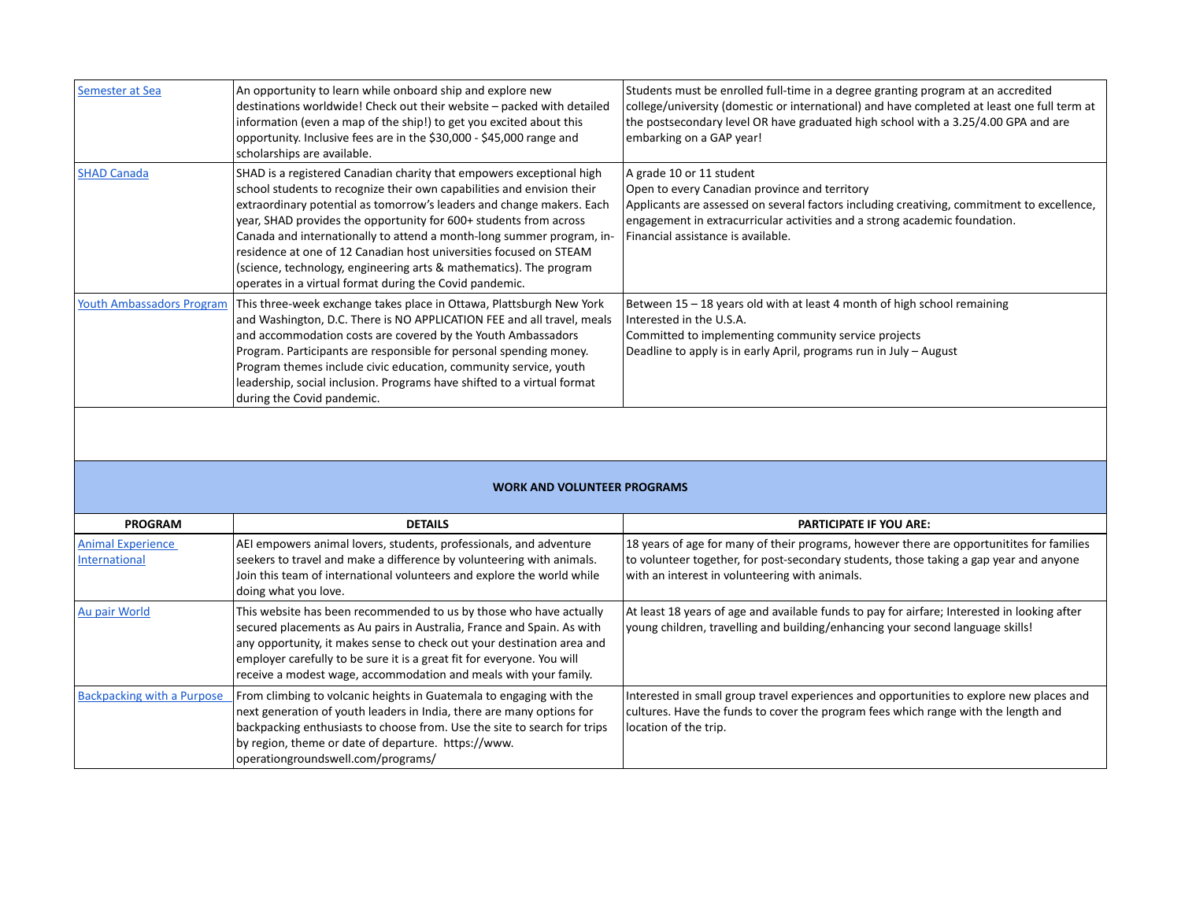| | | |
|---|---|---|
| [Semester at Sea]() | An opportunity to learn while onboard ship and explore new destinations worldwide! Check out their website – packed with detailed information (even a map of the ship!) to get you excited about this opportunity. Inclusive fees are in the $30,000 - $45,000 range and scholarships are available. | Students must be enrolled full-time in a degree granting program at an accredited college/university (domestic or international) and have completed at least one full term at the postsecondary level OR have graduated high school with a 3.25/4.00 GPA and are embarking on a GAP year! |
| [SHAD Canada]() | SHAD is a registered Canadian charity that empowers exceptional high school students to recognize their own capabilities and envision their extraordinary potential as tomorrow's leaders and change makers. Each year, SHAD provides the opportunity for 600+ students from across Canada and internationally to attend a month-long summer program, in-residence at one of 12 Canadian host universities focused on STEAM (science, technology, engineering arts & mathematics). The program operates in a virtual format during the Covid pandemic. | A grade 10 or 11 student<br>Open to every Canadian province and territory<br>Applicants are assessed on several factors including creativing, commitment to excellence, engagement in extracurricular activities and a strong academic foundation.<br>Financial assistance is available. |
| [Youth Ambassadors Program]() | This three-week exchange takes place in Ottawa, Plattsburgh New York and Washington, D.C. There is NO APPLICATION FEE and all travel, meals and accommodation costs are covered by the Youth Ambassadors Program. Participants are responsible for personal spending money. Program themes include civic education, community service, youth leadership, social inclusion. Programs have shifted to a virtual format during the Covid pandemic. | Between 15 – 18 years old with at least 4 month of high school remaining<br>Interested in the U.S.A.<br>Committed to implementing community service projects<br>Deadline to apply is in early April, programs run in July – August |

## WORK AND VOLUNTEER PROGRAMS

| PROGRAM | DETAILS | PARTICIPATE IF YOU ARE: |
|---|---|---|
| [Animal Experience International]() | AEI empowers animal lovers, students, professionals, and adventure seekers to travel and make a difference by volunteering with animals. Join this team of international volunteers and explore the world while doing what you love. | 18 years of age for many of their programs, however there are opportunitites for families to volunteer together, for post-secondary students, those taking a gap year and anyone with an interest in volunteering with animals. |
| [Au pair World]() | This website has been recommended to us by those who have actually secured placements as Au pairs in Australia, France and Spain. As with any opportunity, it makes sense to check out your destination area and employer carefully to be sure it is a great fit for everyone. You will receive a modest wage, accommodation and meals with your family. | At least 18 years of age and available funds to pay for airfare; Interested in looking after young children, travelling and building/enhancing your second language skills! |
| [Backpacking with a Purpose]() | From climbing to volcanic heights in Guatemala to engaging with the next generation of youth leaders in India, there are many options for backpacking enthusiasts to choose from. Use the site to search for trips by region, theme or date of departure. https://www.operationgroundswell.com/programs/ | Interested in small group travel experiences and opportunities to explore new places and cultures. Have the funds to cover the program fees which range with the length and location of the trip. |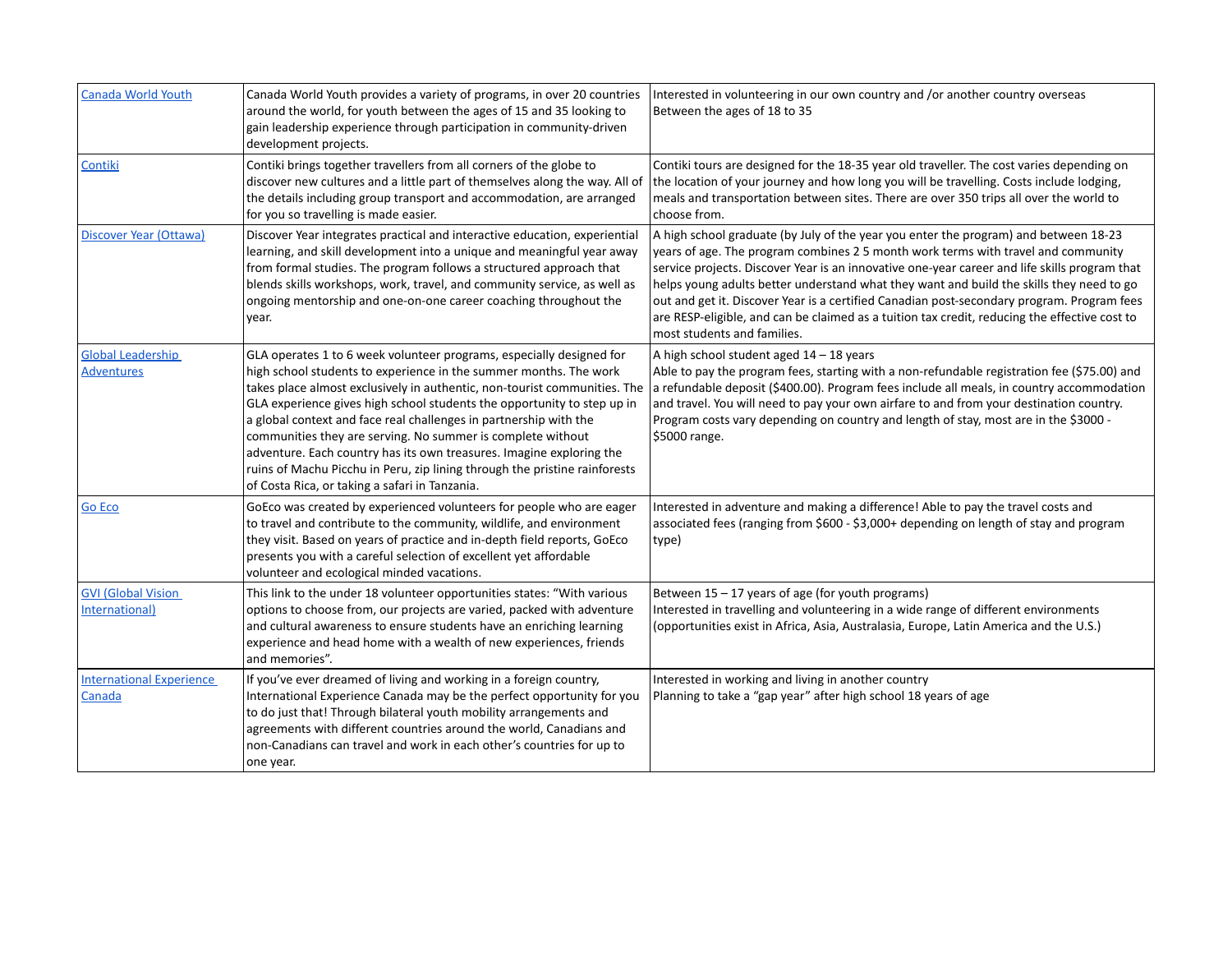| | | |
|---|---|---|
| Canada World Youth | Canada World Youth provides a variety of programs, in over 20 countries around the world, for youth between the ages of 15 and 35 looking to gain leadership experience through participation in community-driven development projects. | Interested in volunteering in our own country and /or another country overseas<br>Between the ages of 18 to 35 |
| Contiki | Contiki brings together travellers from all corners of the globe to discover new cultures and a little part of themselves along the way. All of the details including group transport and accommodation, are arranged for you so travelling is made easier. | Contiki tours are designed for the 18-35 year old traveller. The cost varies depending on the location of your journey and how long you will be travelling. Costs include lodging, meals and transportation between sites. There are over 350 trips all over the world to choose from. |
| Discover Year (Ottawa) | Discover Year integrates practical and interactive education, experiential learning, and skill development into a unique and meaningful year away from formal studies. The program follows a structured approach that blends skills workshops, work, travel, and community service, as well as ongoing mentorship and one-on-one career coaching throughout the year. | A high school graduate (by July of the year you enter the program) and between 18-23 years of age. The program combines 2 5 month work terms with travel and community service projects. Discover Year is an innovative one-year career and life skills program that helps young adults better understand what they want and build the skills they need to go out and get it. Discover Year is a certified Canadian post-secondary program. Program fees are RESP-eligible, and can be claimed as a tuition tax credit, reducing the effective cost to most students and families. |
| Global Leadership Adventures | GLA operates 1 to 6 week volunteer programs, especially designed for high school students to experience in the summer months. The work takes place almost exclusively in authentic, non-tourist communities. The GLA experience gives high school students the opportunity to step up in a global context and face real challenges in partnership with the communities they are serving. No summer is complete without adventure. Each country has its own treasures. Imagine exploring the ruins of Machu Picchu in Peru, zip lining through the pristine rainforests of Costa Rica, or taking a safari in Tanzania. | A high school student aged 14 – 18 years<br>Able to pay the program fees, starting with a non-refundable registration fee ($75.00) and a refundable deposit ($400.00). Program fees include all meals, in country accommodation and travel. You will need to pay your own airfare to and from your destination country. Program costs vary depending on country and length of stay, most are in the $3000 - $5000 range. |
| Go Eco | GoEco was created by experienced volunteers for people who are eager to travel and contribute to the community, wildlife, and environment they visit. Based on years of practice and in-depth field reports, GoEco presents you with a careful selection of excellent yet affordable volunteer and ecological minded vacations. | Interested in adventure and making a difference! Able to pay the travel costs and associated fees (ranging from $600 - $3,000+ depending on length of stay and program type) |
| GVI (Global Vision International) | This link to the under 18 volunteer opportunities states: "With various options to choose from, our projects are varied, packed with adventure and cultural awareness to ensure students have an enriching learning experience and head home with a wealth of new experiences, friends and memories". | Between 15 – 17 years of age (for youth programs)<br>Interested in travelling and volunteering in a wide range of different environments (opportunities exist in Africa, Asia, Australasia, Europe, Latin America and the U.S.) |
| International Experience Canada | If you've ever dreamed of living and working in a foreign country, International Experience Canada may be the perfect opportunity for you to do just that! Through bilateral youth mobility arrangements and agreements with different countries around the world, Canadians and non-Canadians can travel and work in each other's countries for up to one year. | Interested in working and living in another country<br>Planning to take a "gap year" after high school 18 years of age |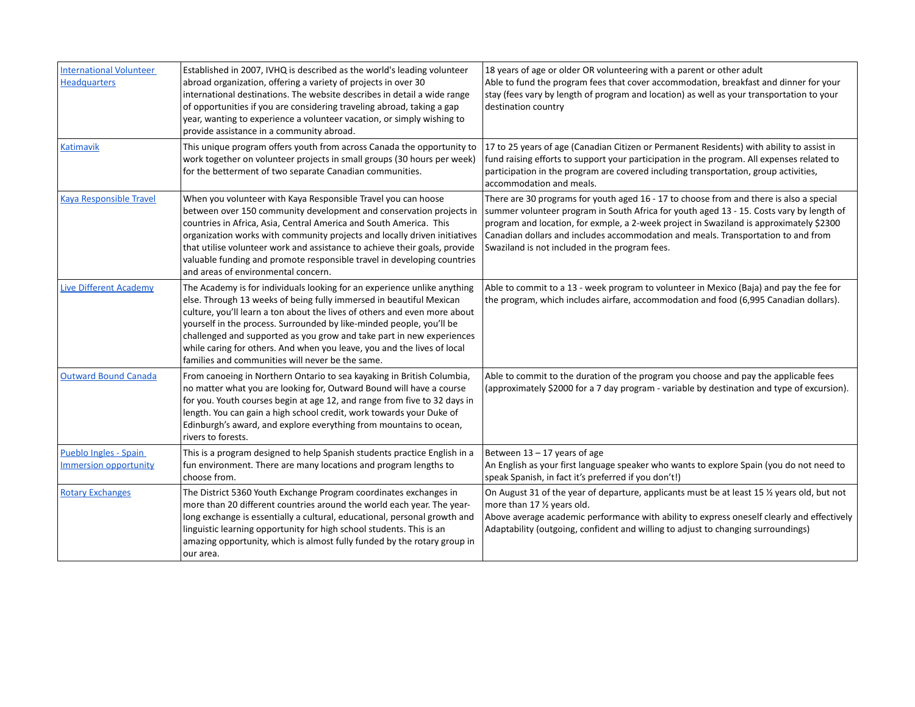| | | |
|---|---|---|
| International Volunteer Headquarters | Established in 2007, IVHQ is described as the world's leading volunteer abroad organization, offering a variety of projects in over 30 international destinations. The website describes in detail a wide range of opportunities if you are considering traveling abroad, taking a gap year, wanting to experience a volunteer vacation, or simply wishing to provide assistance in a community abroad. | 18 years of age or older OR volunteering with a parent or other adult<br>Able to fund the program fees that cover accommodation, breakfast and dinner for your stay (fees vary by length of program and location) as well as your transportation to your destination country |
| Katimavik | This unique program offers youth from across Canada the opportunity to work together on volunteer projects in small groups (30 hours per week) for the betterment of two separate Canadian communities. | 17 to 25 years of age (Canadian Citizen or Permanent Residents) with ability to assist in fund raising efforts to support your participation in the program. All expenses related to participation in the program are covered including transportation, group activities, accommodation and meals. |
| Kaya Responsible Travel | When you volunteer with Kaya Responsible Travel you can hoose between over 150 community development and conservation projects in countries in Africa, Asia, Central America and South America. This organization works with community projects and locally driven initiatives that utilise volunteer work and assistance to achieve their goals, provide valuable funding and promote responsible travel in developing countries and areas of environmental concern. | There are 30 programs for youth aged 16 - 17 to choose from and there is also a special summer volunteer program in South Africa for youth aged 13 - 15. Costs vary by length of program and location, for exmple, a 2-week project in Swaziland is approximately $2300 Canadian dollars and includes accommodation and meals. Transportation to and from Swaziland is not included in the program fees. |
| Live Different Academy | The Academy is for individuals looking for an experience unlike anything else. Through 13 weeks of being fully immersed in beautiful Mexican culture, you'll learn a ton about the lives of others and even more about yourself in the process. Surrounded by like-minded people, you'll be challenged and supported as you grow and take part in new experiences while caring for others. And when you leave, you and the lives of local families and communities will never be the same. | Able to commit to a 13 - week program to volunteer in Mexico (Baja) and pay the fee for the program, which includes airfare, accommodation and food (6,995 Canadian dollars). |
| Outward Bound Canada | From canoeing in Northern Ontario to sea kayaking in British Columbia, no matter what you are looking for, Outward Bound will have a course for you. Youth courses begin at age 12, and range from five to 32 days in length. You can gain a high school credit, work towards your Duke of Edinburgh's award, and explore everything from mountains to ocean, rivers to forests. | Able to commit to the duration of the program you choose and pay the applicable fees (approximately $2000 for a 7 day program - variable by destination and type of excursion). |
| Pueblo Ingles - Spain Immersion opportunity | This is a program designed to help Spanish students practice English in a fun environment. There are many locations and program lengths to choose from. | Between 13 – 17 years of age<br>An English as your first language speaker who wants to explore Spain (you do not need to speak Spanish, in fact it's preferred if you don't!) |
| Rotary Exchanges | The District 5360 Youth Exchange Program coordinates exchanges in more than 20 different countries around the world each year. The year-long exchange is essentially a cultural, educational, personal growth and linguistic learning opportunity for high school students. This is an amazing opportunity, which is almost fully funded by the rotary group in our area. | On August 31 of the year of departure, applicants must be at least 15 ½ years old, but not more than 17 ½ years old.<br>Above average academic performance with ability to express oneself clearly and effectively<br>Adaptability (outgoing, confident and willing to adjust to changing surroundings) |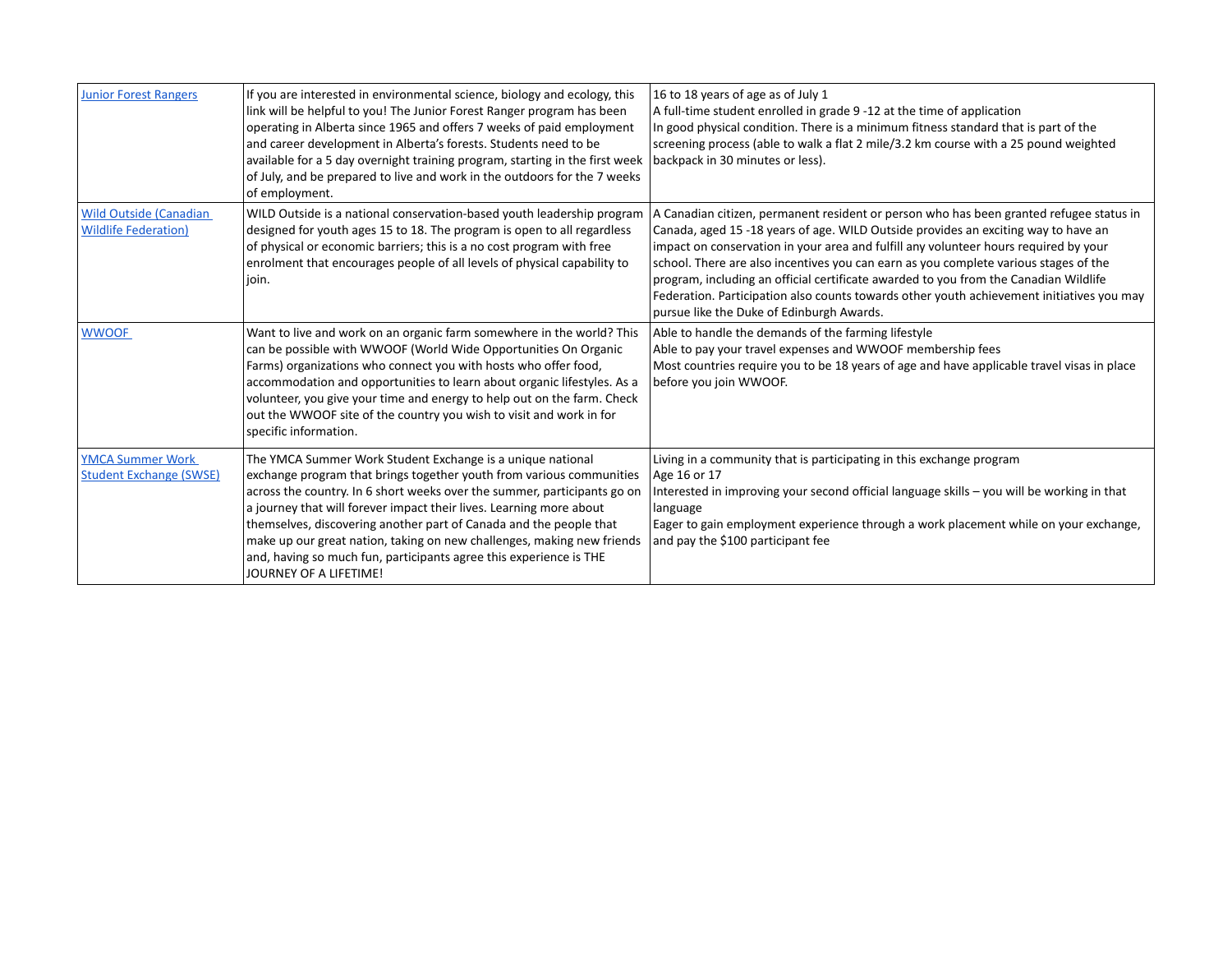| | | |
|---|---|---|
| Junior Forest Rangers | If you are interested in environmental science, biology and ecology, this link will be helpful to you! The Junior Forest Ranger program has been operating in Alberta since 1965 and offers 7 weeks of paid employment and career development in Alberta's forests. Students need to be available for a 5 day overnight training program, starting in the first week of July, and be prepared to live and work in the outdoors for the 7 weeks of employment. | 16 to 18 years of age as of July 1<br>A full-time student enrolled in grade 9 -12 at the time of application<br>In good physical condition. There is a minimum fitness standard that is part of the screening process (able to walk a flat 2 mile/3.2 km course with a 25 pound weighted backpack in 30 minutes or less). |
| Wild Outside (Canadian Wildlife Federation) | WILD Outside is a national conservation-based youth leadership program designed for youth ages 15 to 18. The program is open to all regardless of physical or economic barriers; this is a no cost program with free enrolment that encourages people of all levels of physical capability to join. | A Canadian citizen, permanent resident or person who has been granted refugee status in Canada, aged 15 -18 years of age. WILD Outside provides an exciting way to have an impact on conservation in your area and fulfill any volunteer hours required by your school. There are also incentives you can earn as you complete various stages of the program, including an official certificate awarded to you from the Canadian Wildlife Federation. Participation also counts towards other youth achievement initiatives you may pursue like the Duke of Edinburgh Awards. |
| WWOOF | Want to live and work on an organic farm somewhere in the world? This can be possible with WWOOF (World Wide Opportunities On Organic Farms) organizations who connect you with hosts who offer food, accommodation and opportunities to learn about organic lifestyles. As a volunteer, you give your time and energy to help out on the farm. Check out the WWOOF site of the country you wish to visit and work in for specific information. | Able to handle the demands of the farming lifestyle<br>Able to pay your travel expenses and WWOOF membership fees<br>Most countries require you to be 18 years of age and have applicable travel visas in place before you join WWOOF. |
| YMCA Summer Work Student Exchange (SWSE) | The YMCA Summer Work Student Exchange is a unique national exchange program that brings together youth from various communities across the country. In 6 short weeks over the summer, participants go on a journey that will forever impact their lives. Learning more about themselves, discovering another part of Canada and the people that make up our great nation, taking on new challenges, making new friends and, having so much fun, participants agree this experience is THE JOURNEY OF A LIFETIME! | Living in a community that is participating in this exchange program<br>Age 16 or 17<br>Interested in improving your second official language skills – you will be working in that language<br>Eager to gain employment experience through a work placement while on your exchange, and pay the $100 participant fee |